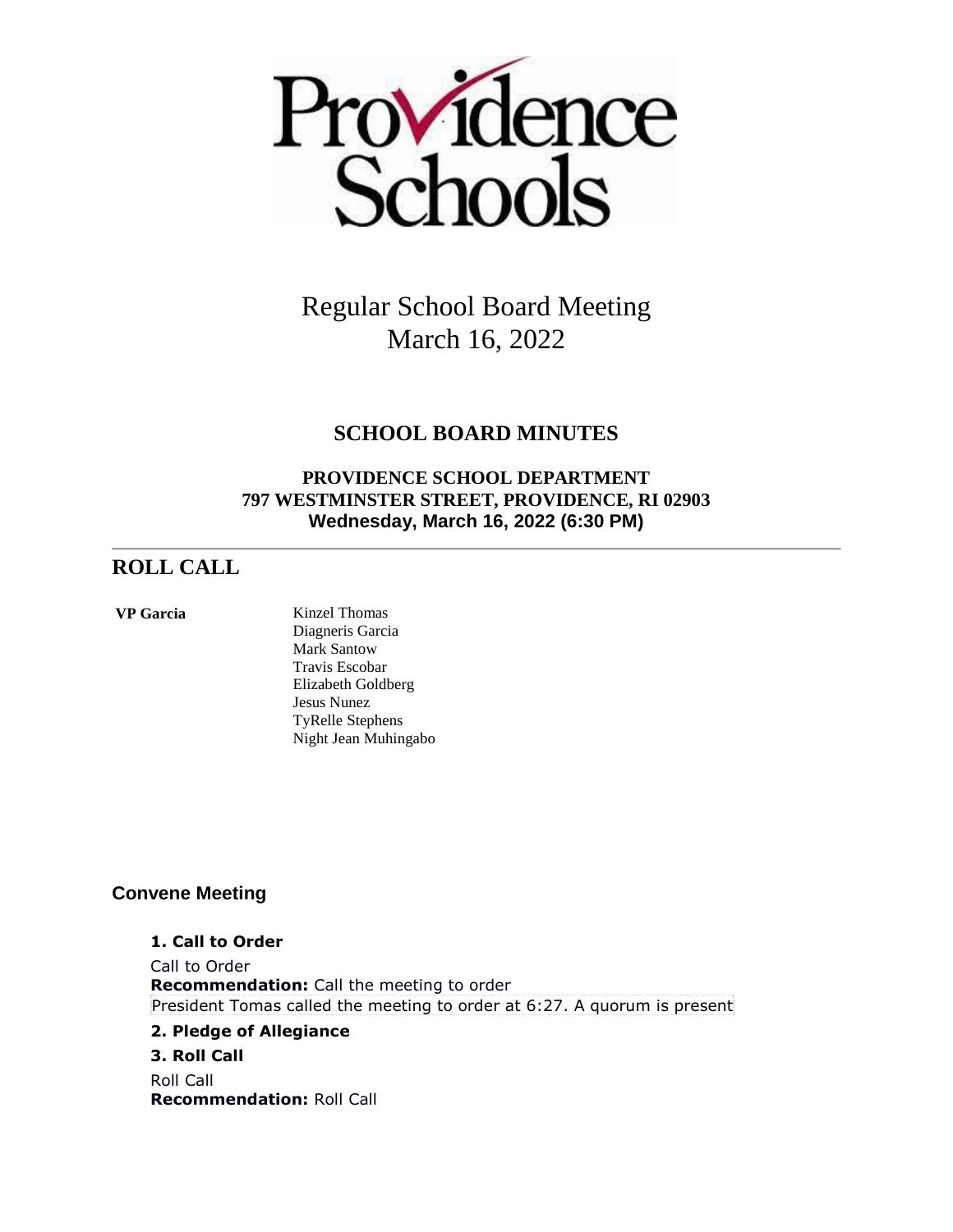# Regular School Board Meeting
March 16, 2022

## SCHOOL BOARD MINUTES

**PROVIDENCE SCHOOL DEPARTMENT**
**797 WESTMINSTER STREET, PROVIDENCE, RI 02903**
**Wednesday, March 16, 2022 (6:30 PM)**

---

## ROLL CALL

**VP Garcia**

Kinzel Thomas
Diagneris Garcia
Mark Santow
Travis Escobar
Elizabeth Goldberg
Jesus Nunez
TyRelle Stephens
Night Jean Muhingabo

### Convene Meeting

**1. Call to Order**

Call to Order
**Recommendation:** Call the meeting to order
President Tomas called the meeting to order at 6:27. A quorum is present

**2. Pledge of Allegiance**

**3. Roll Call**

Roll Call
**Recommendation:** Roll Call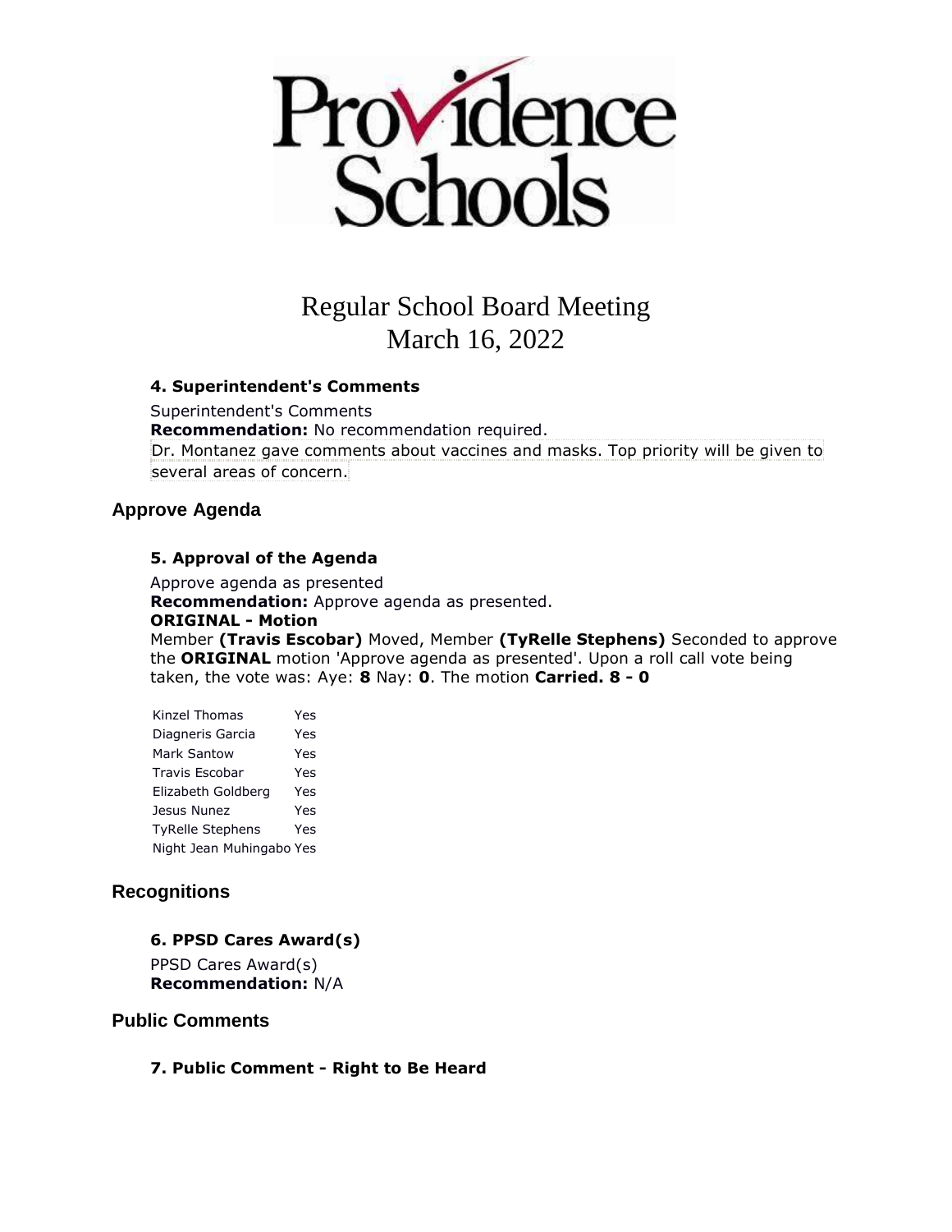# Regular School Board Meeting
# March 16, 2022

### 4. Superintendent's Comments

Superintendent's Comments
**Recommendation:** No recommendation required.
Dr. Montanez gave comments about vaccines and masks. Top priority will be given to several areas of concern.

## Approve Agenda

### 5. Approval of the Agenda

Approve agenda as presented
**Recommendation:** Approve agenda as presented.
**ORIGINAL - Motion**
Member **(Travis Escobar)** Moved, Member **(TyRelle Stephens)** Seconded to approve the **ORIGINAL** motion 'Approve agenda as presented'. Upon a roll call vote being taken, the vote was: Aye: **8** Nay: **0**. The motion **Carried. 8 - 0**

| | |
|---|---|
| Kinzel Thomas | Yes |
| Diagneris Garcia | Yes |
| Mark Santow | Yes |
| Travis Escobar | Yes |
| Elizabeth Goldberg | Yes |
| Jesus Nunez | Yes |
| TyRelle Stephens | Yes |
| Night Jean Muhingabo | Yes |

## Recognitions

### 6. PPSD Cares Award(s)

PPSD Cares Award(s)
**Recommendation:** N/A

## Public Comments

### 7. Public Comment - Right to Be Heard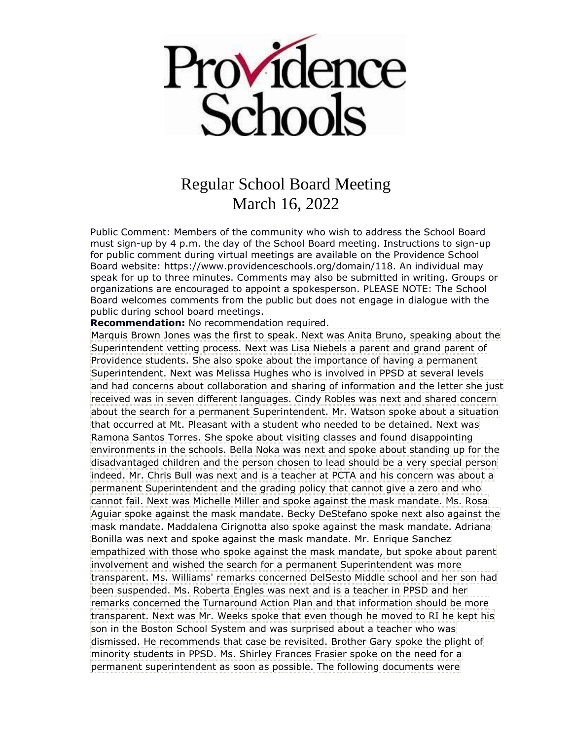# Providence Schools

## Regular School Board Meeting
## March 16, 2022

Public Comment: Members of the community who wish to address the School Board must sign-up by 4 p.m. the day of the School Board meeting. Instructions to sign-up for public comment during virtual meetings are available on the Providence School Board website: https://www.providenceschools.org/domain/118. An individual may speak for up to three minutes. Comments may also be submitted in writing. Groups or organizations are encouraged to appoint a spokesperson. PLEASE NOTE: The School Board welcomes comments from the public but does not engage in dialogue with the public during school board meetings.

**Recommendation:** No recommendation required.

Marquis Brown Jones was the first to speak. Next was Anita Bruno, speaking about the Superintendent vetting process. Next was Lisa Niebels a parent and grand parent of Providence students. She also spoke about the importance of having a permanent Superintendent. Next was Melissa Hughes who is involved in PPSD at several levels and had concerns about collaboration and sharing of information and the letter she just received was in seven different languages. Cindy Robles was next and shared concern about the search for a permanent Superintendent. Mr. Watson spoke about a situation that occurred at Mt. Pleasant with a student who needed to be detained. Next was Ramona Santos Torres. She spoke about visiting classes and found disappointing environments in the schools. Bella Noka was next and spoke about standing up for the disadvantaged children and the person chosen to lead should be a very special person indeed. Mr. Chris Bull was next and is a teacher at PCTA and his concern was about a permanent Superintendent and the grading policy that cannot give a zero and who cannot fail. Next was Michelle Miller and spoke against the mask mandate. Ms. Rosa Aguiar spoke against the mask mandate. Becky DeStefano spoke next also against the mask mandate. Maddalena Cirignotta also spoke against the mask mandate. Adriana Bonilla was next and spoke against the mask mandate. Mr. Enrique Sanchez empathized with those who spoke against the mask mandate, but spoke about parent involvement and wished the search for a permanent Superintendent was more transparent. Ms. Williams' remarks concerned DelSesto Middle school and her son had been suspended. Ms. Roberta Engles was next and is a teacher in PPSD and her remarks concerned the Turnaround Action Plan and that information should be more transparent. Next was Mr. Weeks spoke that even though he moved to RI he kept his son in the Boston School System and was surprised about a teacher who was dismissed. He recommends that case be revisited. Brother Gary spoke the plight of minority students in PPSD. Ms. Shirley Frances Frasier spoke on the need for a permanent superintendent as soon as possible. The following documents were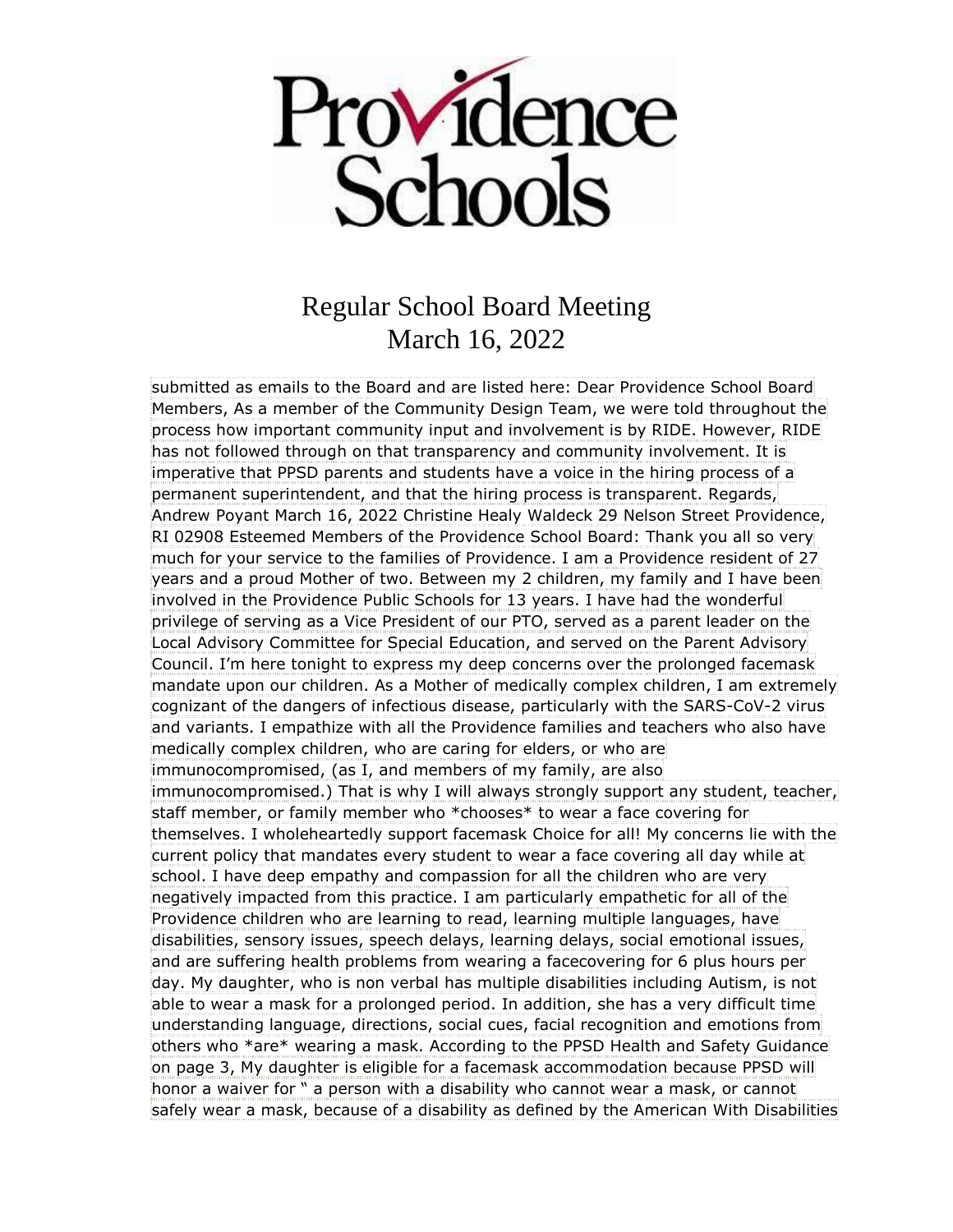# Providence Schools

## Regular School Board Meeting
## March 16, 2022

submitted as emails to the Board and are listed here: Dear Providence School Board Members, As a member of the Community Design Team, we were told throughout the process how important community input and involvement is by RIDE. However, RIDE has not followed through on that transparency and community involvement. It is imperative that PPSD parents and students have a voice in the hiring process of a permanent superintendent, and that the hiring process is transparent. Regards, Andrew Poyant March 16, 2022 Christine Healy Waldeck 29 Nelson Street Providence, RI 02908 Esteemed Members of the Providence School Board: Thank you all so very much for your service to the families of Providence. I am a Providence resident of 27 years and a proud Mother of two. Between my 2 children, my family and I have been involved in the Providence Public Schools for 13 years. I have had the wonderful privilege of serving as a Vice President of our PTO, served as a parent leader on the Local Advisory Committee for Special Education, and served on the Parent Advisory Council. I'm here tonight to express my deep concerns over the prolonged facemask mandate upon our children. As a Mother of medically complex children, I am extremely cognizant of the dangers of infectious disease, particularly with the SARS-CoV-2 virus and variants. I empathize with all the Providence families and teachers who also have medically complex children, who are caring for elders, or who are immunocompromised, (as I, and members of my family, are also immunocompromised.) That is why I will always strongly support any student, teacher, staff member, or family member who *chooses* to wear a face covering for themselves. I wholeheartedly support facemask Choice for all! My concerns lie with the current policy that mandates every student to wear a face covering all day while at school. I have deep empathy and compassion for all the children who are very negatively impacted from this practice. I am particularly empathetic for all of the Providence children who are learning to read, learning multiple languages, have disabilities, sensory issues, speech delays, learning delays, social emotional issues, and are suffering health problems from wearing a facecovering for 6 plus hours per day. My daughter, who is non verbal has multiple disabilities including Autism, is not able to wear a mask for a prolonged period. In addition, she has a very difficult time understanding language, directions, social cues, facial recognition and emotions from others who *are* wearing a mask. According to the PPSD Health and Safety Guidance on page 3, My daughter is eligible for a facemask accommodation because PPSD will honor a waiver for " a person with a disability who cannot wear a mask, or cannot safely wear a mask, because of a disability as defined by the American With Disabilities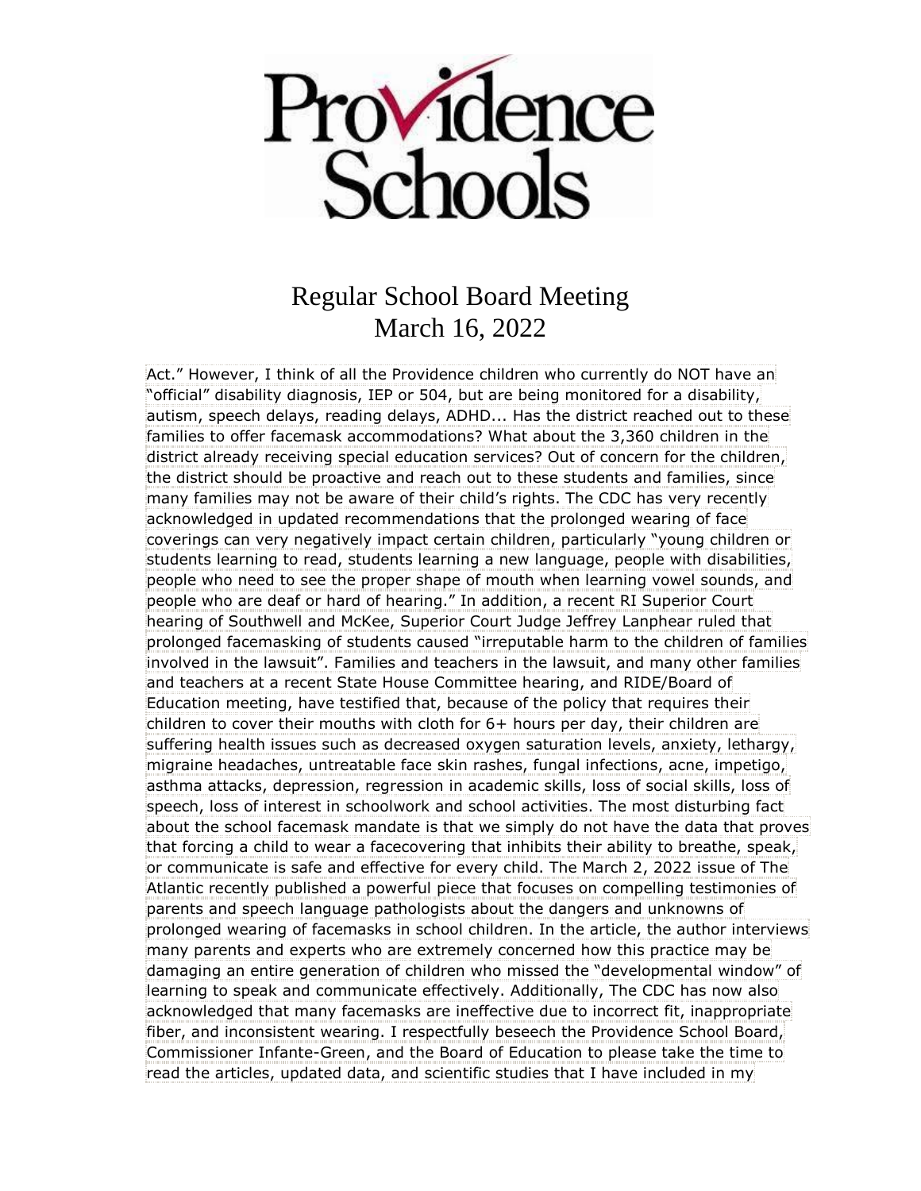Act." However, I think of all the Providence children who currently do NOT have an "official" disability diagnosis, IEP or 504, but are being monitored for a disability, autism, speech delays, reading delays, ADHD... Has the district reached out to these families to offer facemask accommodations? What about the 3,360 children in the district already receiving special education services? Out of concern for the children, the district should be proactive and reach out to these students and families, since many families may not be aware of their child's rights. The CDC has very recently acknowledged in updated recommendations that the prolonged wearing of face coverings can very negatively impact certain children, particularly "young children or students learning to read, students learning a new language, people with disabilities, people who need to see the proper shape of mouth when learning vowel sounds, and people who are deaf or hard of hearing." In addition, a recent RI Superior Court hearing of Southwell and McKee, Superior Court Judge Jeffrey Lanphear ruled that prolonged facemasking of students caused "irreputable harm to the children of families involved in the lawsuit". Families and teachers in the lawsuit, and many other families and teachers at a recent State House Committee hearing, and RIDE/Board of Education meeting, have testified that, because of the policy that requires their children to cover their mouths with cloth for 6+ hours per day, their children are suffering health issues such as decreased oxygen saturation levels, anxiety, lethargy, migraine headaches, untreatable face skin rashes, fungal infections, acne, impetigo, asthma attacks, depression, regression in academic skills, loss of social skills, loss of speech, loss of interest in schoolwork and school activities. The most disturbing fact about the school facemask mandate is that we simply do not have the data that proves that forcing a child to wear a facecovering that inhibits their ability to breathe, speak, or communicate is safe and effective for every child. The March 2, 2022 issue of The Atlantic recently published a powerful piece that focuses on compelling testimonies of parents and speech language pathologists about the dangers and unknowns of prolonged wearing of facemasks in school children. In the article, the author interviews many parents and experts who are extremely concerned how this practice may be damaging an entire generation of children who missed the "developmental window" of learning to speak and communicate effectively. Additionally, The CDC has now also acknowledged that many facemasks are ineffective due to incorrect fit, inappropriate fiber, and inconsistent wearing. I respectfully beseech the Providence School Board, Commissioner Infante-Green, and the Board of Education to please take the time to read the articles, updated data, and scientific studies that I have included in my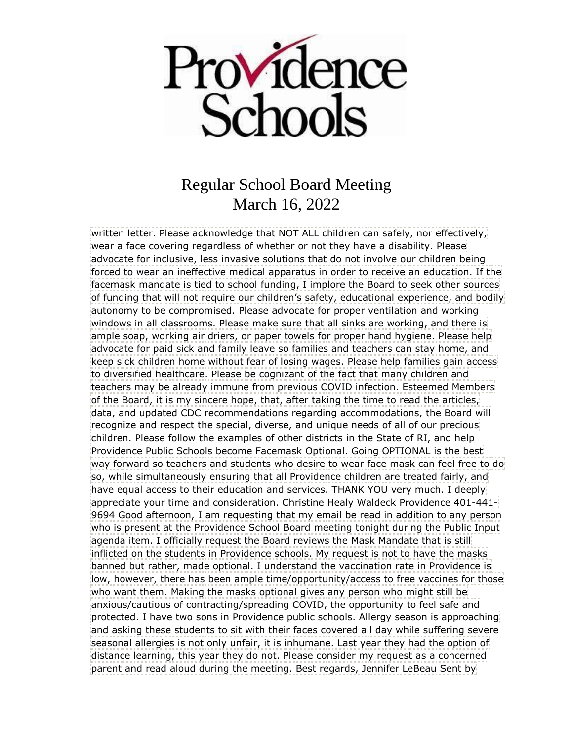written letter. Please acknowledge that NOT ALL children can safely, nor effectively, wear a face covering regardless of whether or not they have a disability. Please advocate for inclusive, less invasive solutions that do not involve our children being forced to wear an ineffective medical apparatus in order to receive an education. If the facemask mandate is tied to school funding, I implore the Board to seek other sources of funding that will not require our children's safety, educational experience, and bodily autonomy to be compromised. Please advocate for proper ventilation and working windows in all classrooms. Please make sure that all sinks are working, and there is ample soap, working air driers, or paper towels for proper hand hygiene. Please help advocate for paid sick and family leave so families and teachers can stay home, and keep sick children home without fear of losing wages. Please help families gain access to diversified healthcare. Please be cognizant of the fact that many children and teachers may be already immune from previous COVID infection. Esteemed Members of the Board, it is my sincere hope, that, after taking the time to read the articles, data, and updated CDC recommendations regarding accommodations, the Board will recognize and respect the special, diverse, and unique needs of all of our precious children. Please follow the examples of other districts in the State of RI, and help Providence Public Schools become Facemask Optional. Going OPTIONAL is the best way forward so teachers and students who desire to wear face mask can feel free to do so, while simultaneously ensuring that all Providence children are treated fairly, and have equal access to their education and services. THANK YOU very much. I deeply appreciate your time and consideration. Christine Healy Waldeck Providence 401-441-9694 Good afternoon, I am requesting that my email be read in addition to any person who is present at the Providence School Board meeting tonight during the Public Input agenda item. I officially request the Board reviews the Mask Mandate that is still inflicted on the students in Providence schools. My request is not to have the masks banned but rather, made optional. I understand the vaccination rate in Providence is low, however, there has been ample time/opportunity/access to free vaccines for those who want them. Making the masks optional gives any person who might still be anxious/cautious of contracting/spreading COVID, the opportunity to feel safe and protected. I have two sons in Providence public schools. Allergy season is approaching and asking these students to sit with their faces covered all day while suffering severe seasonal allergies is not only unfair, it is inhumane. Last year they had the option of distance learning, this year they do not. Please consider my request as a concerned parent and read aloud during the meeting. Best regards, Jennifer LeBeau Sent by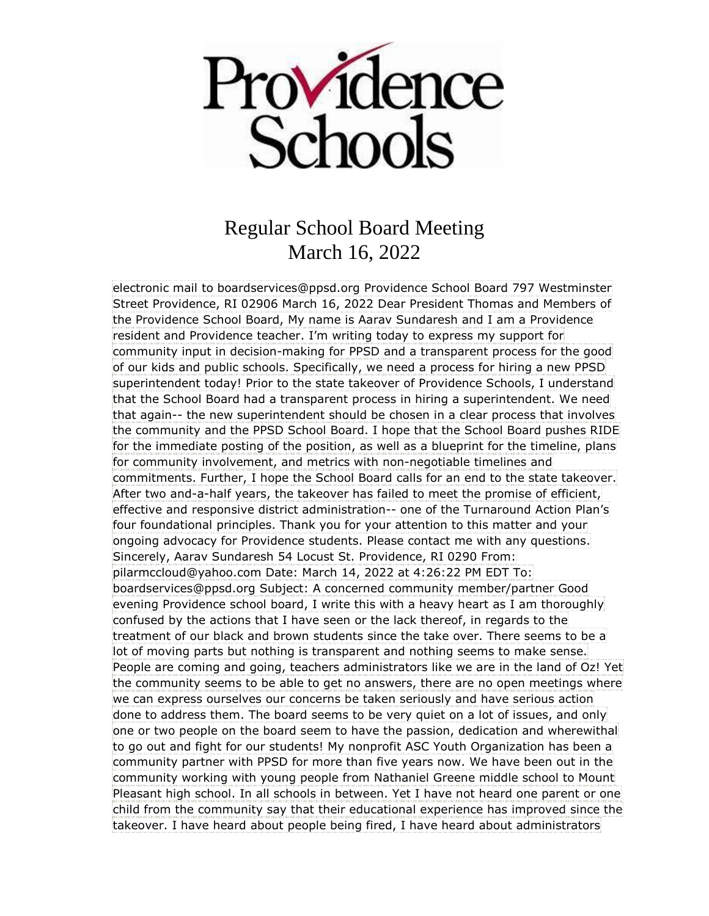# Providence Schools

## Regular School Board Meeting
## March 16, 2022

electronic mail to boardservices@ppsd.org Providence School Board 797 Westminster Street Providence, RI 02906 March 16, 2022 Dear President Thomas and Members of the Providence School Board, My name is Aarav Sundaresh and I am a Providence resident and Providence teacher. I'm writing today to express my support for community input in decision-making for PPSD and a transparent process for the good of our kids and public schools. Specifically, we need a process for hiring a new PPSD superintendent today! Prior to the state takeover of Providence Schools, I understand that the School Board had a transparent process in hiring a superintendent. We need that again-- the new superintendent should be chosen in a clear process that involves the community and the PPSD School Board. I hope that the School Board pushes RIDE for the immediate posting of the position, as well as a blueprint for the timeline, plans for community involvement, and metrics with non-negotiable timelines and commitments. Further, I hope the School Board calls for an end to the state takeover. After two and-a-half years, the takeover has failed to meet the promise of efficient, effective and responsive district administration-- one of the Turnaround Action Plan's four foundational principles. Thank you for your attention to this matter and your ongoing advocacy for Providence students. Please contact me with any questions. Sincerely, Aarav Sundaresh 54 Locust St. Providence, RI 0290 From: pilarmccloud@yahoo.com Date: March 14, 2022 at 4:26:22 PM EDT To: boardservices@ppsd.org Subject: A concerned community member/partner Good evening Providence school board, I write this with a heavy heart as I am thoroughly confused by the actions that I have seen or the lack thereof, in regards to the treatment of our black and brown students since the take over. There seems to be a lot of moving parts but nothing is transparent and nothing seems to make sense. People are coming and going, teachers administrators like we are in the land of Oz! Yet the community seems to be able to get no answers, there are no open meetings where we can express ourselves our concerns be taken seriously and have serious action done to address them. The board seems to be very quiet on a lot of issues, and only one or two people on the board seem to have the passion, dedication and wherewithal to go out and fight for our students! My nonprofit ASC Youth Organization has been a community partner with PPSD for more than five years now. We have been out in the community working with young people from Nathaniel Greene middle school to Mount Pleasant high school. In all schools in between. Yet I have not heard one parent or one child from the community say that their educational experience has improved since the takeover. I have heard about people being fired, I have heard about administrators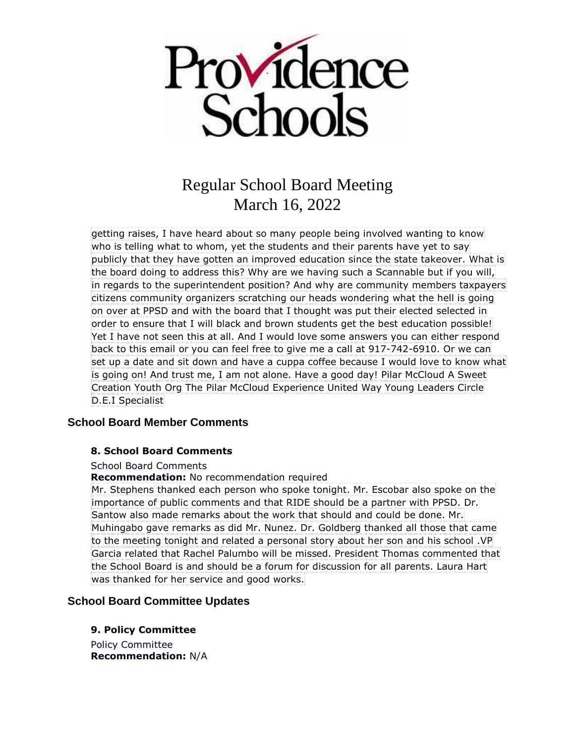getting raises, I have heard about so many people being involved wanting to know who is telling what to whom, yet the students and their parents have yet to say publicly that they have gotten an improved education since the state takeover. What is the board doing to address this? Why are we having such a Scannable but if you will, in regards to the superintendent position? And why are community members taxpayers citizens community organizers scratching our heads wondering what the hell is going on over at PPSD and with the board that I thought was put their elected selected in order to ensure that I will black and brown students get the best education possible! Yet I have not seen this at all. And I would love some answers you can either respond back to this email or you can feel free to give me a call at 917-742-6910. Or we can set up a date and sit down and have a cuppa coffee because I would love to know what is going on! And trust me, I am not alone. Have a good day! Pilar McCloud A Sweet Creation Youth Org The Pilar McCloud Experience United Way Young Leaders Circle D.E.I Specialist

## School Board Member Comments

### 8. School Board Comments

School Board Comments

**Recommendation:** No recommendation required

Mr. Stephens thanked each person who spoke tonight. Mr. Escobar also spoke on the importance of public comments and that RIDE should be a partner with PPSD. Dr. Santow also made remarks about the work that should and could be done. Mr. Muhingabo gave remarks as did Mr. Nunez. Dr. Goldberg thanked all those that came to the meeting tonight and related a personal story about her son and his school .VP Garcia related that Rachel Palumbo will be missed. President Thomas commented that the School Board is and should be a forum for discussion for all parents. Laura Hart was thanked for her service and good works.

## School Board Committee Updates

### 9. Policy Committee

Policy Committee

**Recommendation:** N/A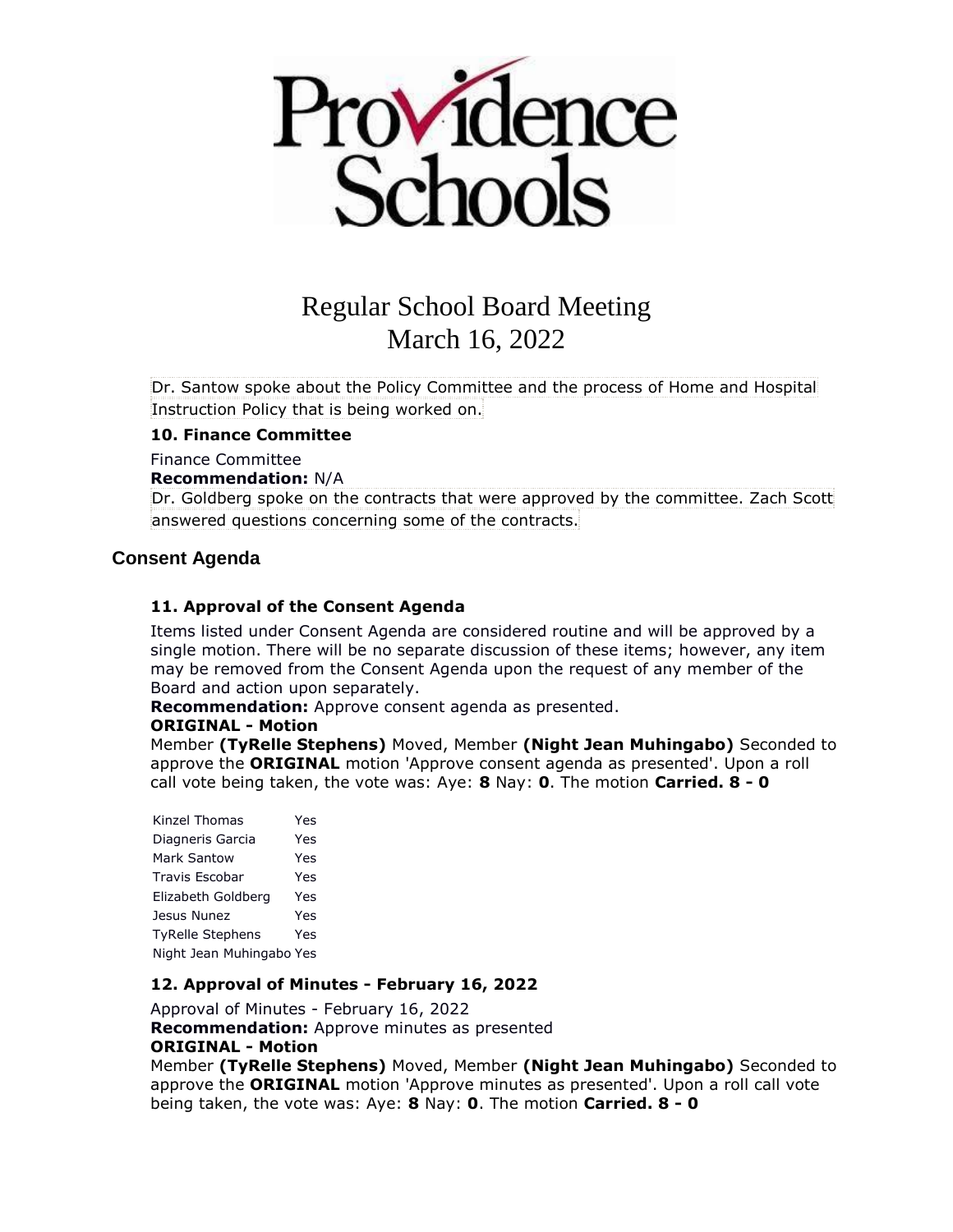# Regular School Board Meeting
# March 16, 2022

Dr. Santow spoke about the Policy Committee and the process of Home and Hospital Instruction Policy that is being worked on.

### 10. Finance Committee

Finance Committee

**Recommendation:** N/A

Dr. Goldberg spoke on the contracts that were approved by the committee. Zach Scott answered questions concerning some of the contracts.

## Consent Agenda

### 11. Approval of the Consent Agenda

Items listed under Consent Agenda are considered routine and will be approved by a single motion. There will be no separate discussion of these items; however, any item may be removed from the Consent Agenda upon the request of any member of the Board and action upon separately.

**Recommendation:** Approve consent agenda as presented.

**ORIGINAL - Motion**

Member **(TyRelle Stephens)** Moved, Member **(Night Jean Muhingabo)** Seconded to approve the **ORIGINAL** motion 'Approve consent agenda as presented'. Upon a roll call vote being taken, the vote was: Aye: **8** Nay: **0**. The motion **Carried. 8 - 0**

| | |
|---|---|
| Kinzel Thomas | Yes |
| Diagneris Garcia | Yes |
| Mark Santow | Yes |
| Travis Escobar | Yes |
| Elizabeth Goldberg | Yes |
| Jesus Nunez | Yes |
| TyRelle Stephens | Yes |
| Night Jean Muhingabo | Yes |

### 12. Approval of Minutes - February 16, 2022

Approval of Minutes - February 16, 2022

**Recommendation:** Approve minutes as presented

**ORIGINAL - Motion**

Member **(TyRelle Stephens)** Moved, Member **(Night Jean Muhingabo)** Seconded to approve the **ORIGINAL** motion 'Approve minutes as presented'. Upon a roll call vote being taken, the vote was: Aye: **8** Nay: **0**. The motion **Carried. 8 - 0**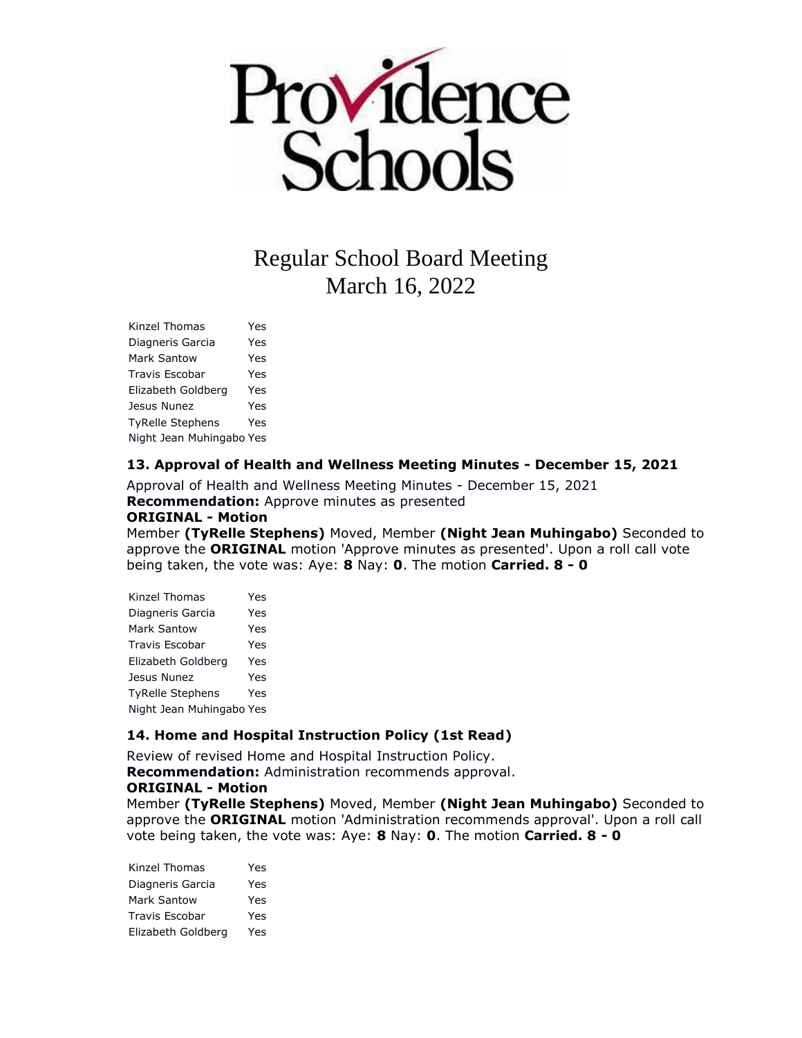Regular School Board Meeting
March 16, 2022

| | |
|---|---|
| Kinzel Thomas | Yes |
| Diagneris Garcia | Yes |
| Mark Santow | Yes |
| Travis Escobar | Yes |
| Elizabeth Goldberg | Yes |
| Jesus Nunez | Yes |
| TyRelle Stephens | Yes |
| Night Jean Muhingabo | Yes |

### 13. Approval of Health and Wellness Meeting Minutes - December 15, 2021

Approval of Health and Wellness Meeting Minutes - December 15, 2021
**Recommendation:** Approve minutes as presented
**ORIGINAL - Motion**
Member **(TyRelle Stephens)** Moved, Member **(Night Jean Muhingabo)** Seconded to approve the **ORIGINAL** motion 'Approve minutes as presented'. Upon a roll call vote being taken, the vote was: Aye: **8** Nay: **0**. The motion **Carried. 8 - 0**

| | |
|---|---|
| Kinzel Thomas | Yes |
| Diagneris Garcia | Yes |
| Mark Santow | Yes |
| Travis Escobar | Yes |
| Elizabeth Goldberg | Yes |
| Jesus Nunez | Yes |
| TyRelle Stephens | Yes |
| Night Jean Muhingabo | Yes |

### 14. Home and Hospital Instruction Policy (1st Read)

Review of revised Home and Hospital Instruction Policy.
**Recommendation:** Administration recommends approval.
**ORIGINAL - Motion**
Member **(TyRelle Stephens)** Moved, Member **(Night Jean Muhingabo)** Seconded to approve the **ORIGINAL** motion 'Administration recommends approval'. Upon a roll call vote being taken, the vote was: Aye: **8** Nay: **0**. The motion **Carried. 8 - 0**

| | |
|---|---|
| Kinzel Thomas | Yes |
| Diagneris Garcia | Yes |
| Mark Santow | Yes |
| Travis Escobar | Yes |
| Elizabeth Goldberg | Yes |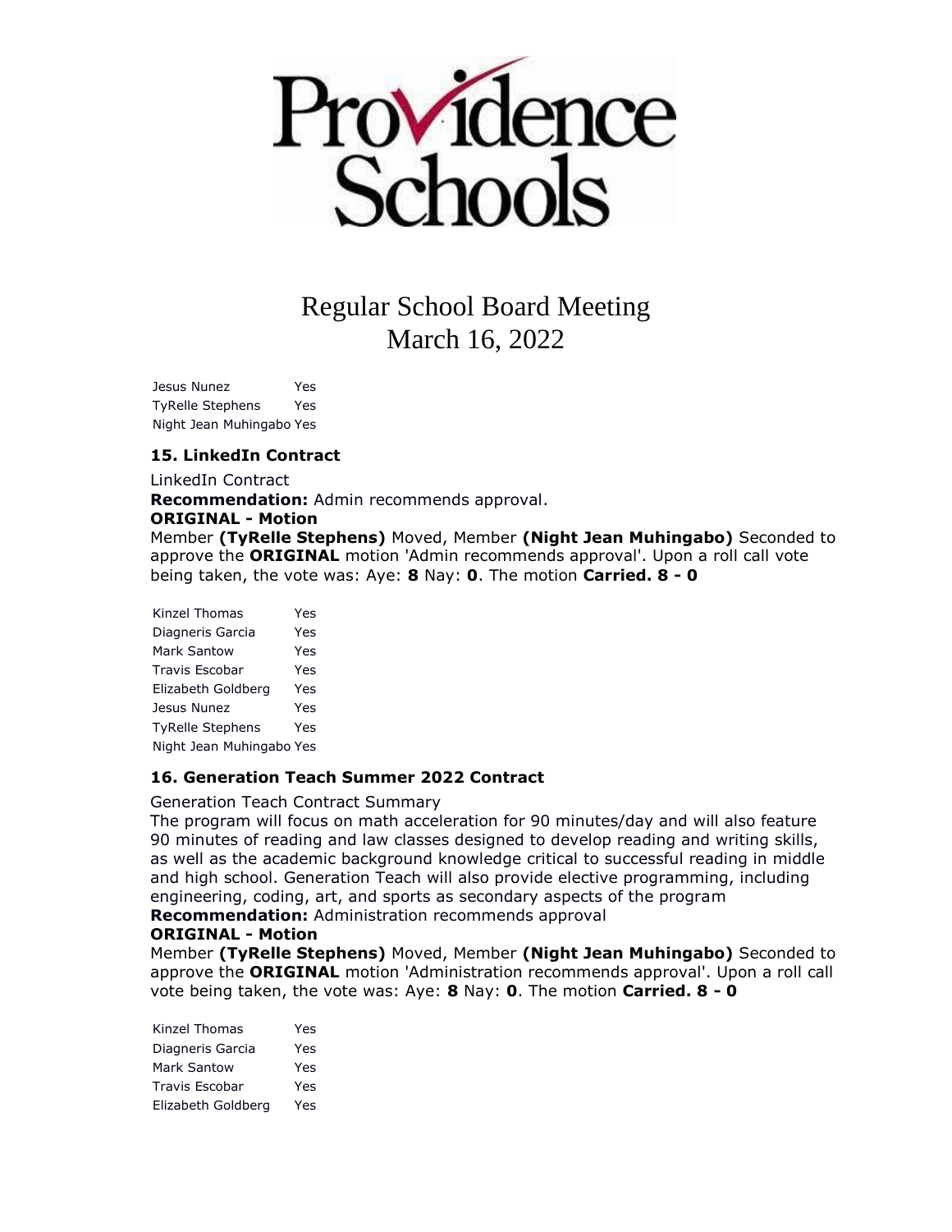Regular School Board Meeting
March 16, 2022

| | |
|---|---|
| Jesus Nunez | Yes |
| TyRelle Stephens | Yes |
| Night Jean Muhingabo | Yes |

### 15. LinkedIn Contract

LinkedIn Contract

**Recommendation:** Admin recommends approval.

**ORIGINAL - Motion**

Member **(TyRelle Stephens)** Moved, Member **(Night Jean Muhingabo)** Seconded to approve the **ORIGINAL** motion 'Admin recommends approval'. Upon a roll call vote being taken, the vote was: Aye: **8** Nay: **0**. The motion **Carried. 8 - 0**

| | |
|---|---|
| Kinzel Thomas | Yes |
| Diagneris Garcia | Yes |
| Mark Santow | Yes |
| Travis Escobar | Yes |
| Elizabeth Goldberg | Yes |
| Jesus Nunez | Yes |
| TyRelle Stephens | Yes |
| Night Jean Muhingabo | Yes |

### 16. Generation Teach Summer 2022 Contract

Generation Teach Contract Summary

The program will focus on math acceleration for 90 minutes/day and will also feature 90 minutes of reading and law classes designed to develop reading and writing skills, as well as the academic background knowledge critical to successful reading in middle and high school. Generation Teach will also provide elective programming, including engineering, coding, art, and sports as secondary aspects of the program

**Recommendation:** Administration recommends approval

**ORIGINAL - Motion**

Member **(TyRelle Stephens)** Moved, Member **(Night Jean Muhingabo)** Seconded to approve the **ORIGINAL** motion 'Administration recommends approval'. Upon a roll call vote being taken, the vote was: Aye: **8** Nay: **0**. The motion **Carried. 8 - 0**

| | |
|---|---|
| Kinzel Thomas | Yes |
| Diagneris Garcia | Yes |
| Mark Santow | Yes |
| Travis Escobar | Yes |
| Elizabeth Goldberg | Yes |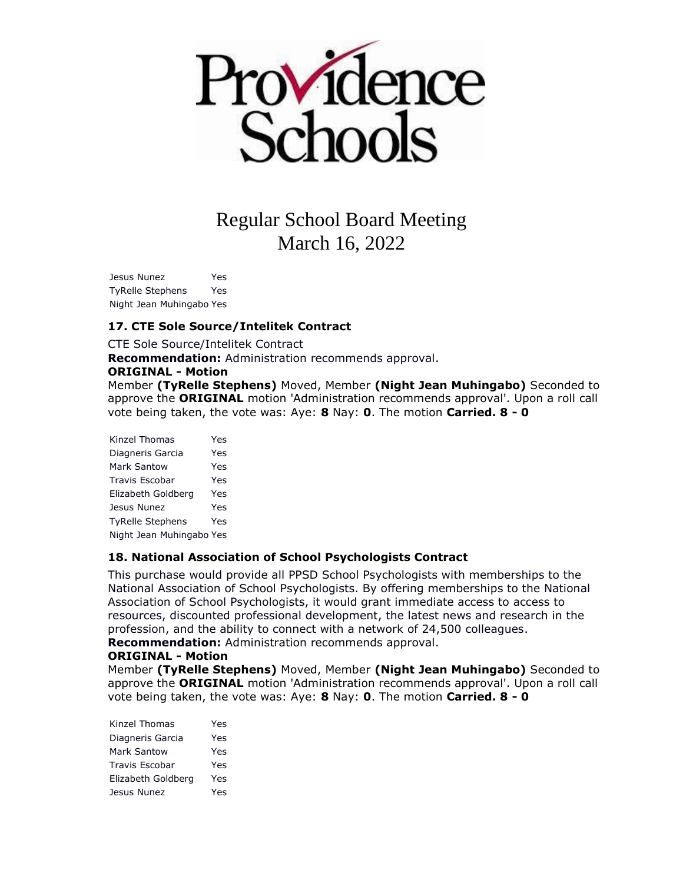| | |
|---|---|
| Jesus Nunez | Yes |
| TyRelle Stephens | Yes |
| Night Jean Muhingabo | Yes |

### 17. CTE Sole Source/Intelitek Contract

CTE Sole Source/Intelitek Contract

**Recommendation:** Administration recommends approval.

**ORIGINAL - Motion**

Member **(TyRelle Stephens)** Moved, Member **(Night Jean Muhingabo)** Seconded to approve the **ORIGINAL** motion 'Administration recommends approval'. Upon a roll call vote being taken, the vote was: Aye: **8** Nay: **0**. The motion **Carried. 8 - 0**

| | |
|---|---|
| Kinzel Thomas | Yes |
| Diagneris Garcia | Yes |
| Mark Santow | Yes |
| Travis Escobar | Yes |
| Elizabeth Goldberg | Yes |
| Jesus Nunez | Yes |
| TyRelle Stephens | Yes |
| Night Jean Muhingabo | Yes |

### 18. National Association of School Psychologists Contract

This purchase would provide all PPSD School Psychologists with memberships to the National Association of School Psychologists. By offering memberships to the National Association of School Psychologists, it would grant immediate access to access to resources, discounted professional development, the latest news and research in the profession, and the ability to connect with a network of 24,500 colleagues.

**Recommendation:** Administration recommends approval.

**ORIGINAL - Motion**

Member **(TyRelle Stephens)** Moved, Member **(Night Jean Muhingabo)** Seconded to approve the **ORIGINAL** motion 'Administration recommends approval'. Upon a roll call vote being taken, the vote was: Aye: **8** Nay: **0**. The motion **Carried. 8 - 0**

| | |
|---|---|
| Kinzel Thomas | Yes |
| Diagneris Garcia | Yes |
| Mark Santow | Yes |
| Travis Escobar | Yes |
| Elizabeth Goldberg | Yes |
| Jesus Nunez | Yes |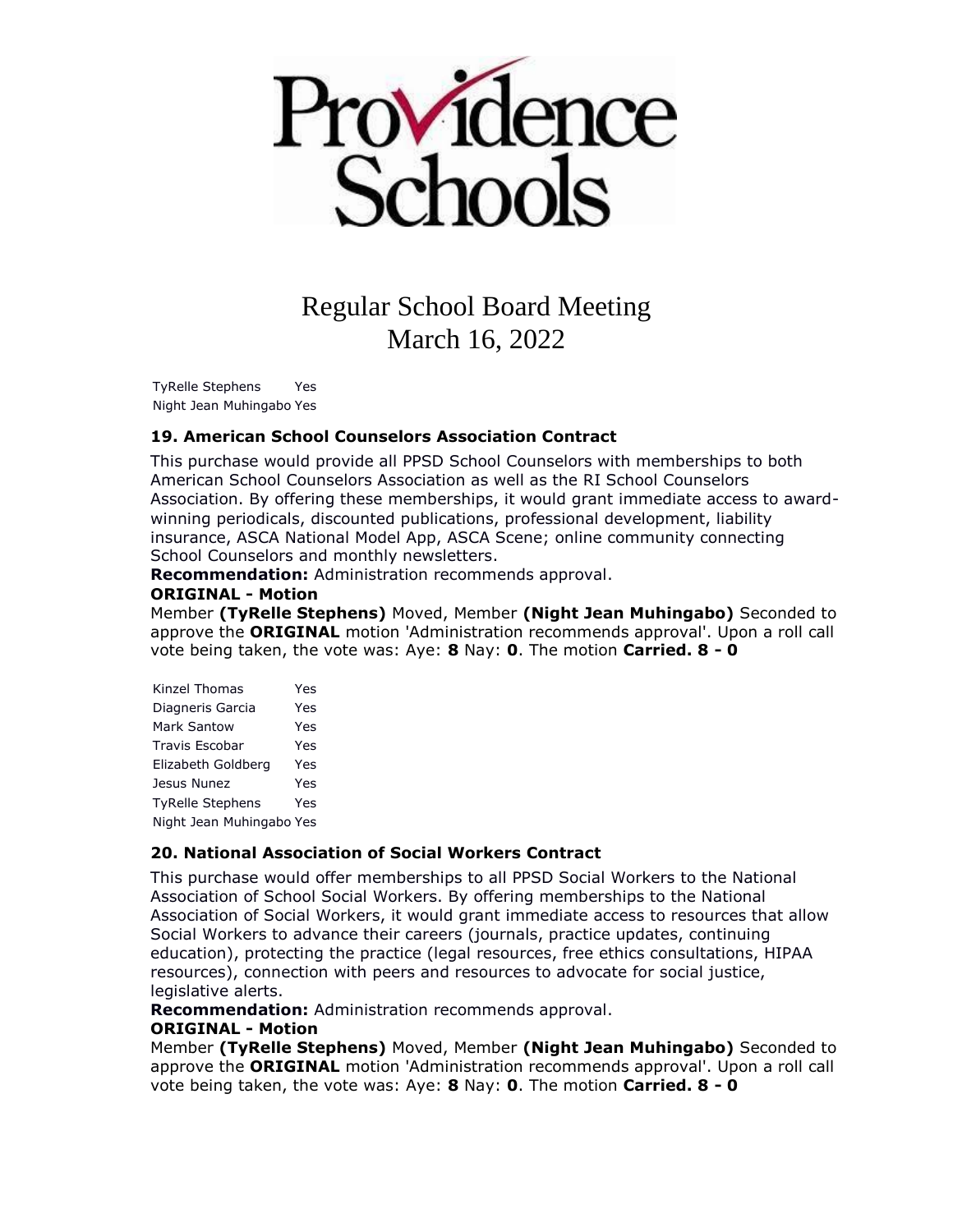| | |
|---|---|
| TyRelle Stephens | Yes |
| Night Jean Muhingabo | Yes |

### 19. American School Counselors Association Contract

This purchase would provide all PPSD School Counselors with memberships to both American School Counselors Association as well as the RI School Counselors Association. By offering these memberships, it would grant immediate access to award-winning periodicals, discounted publications, professional development, liability insurance, ASCA National Model App, ASCA Scene; online community connecting School Counselors and monthly newsletters.

**Recommendation:** Administration recommends approval.

**ORIGINAL - Motion**

Member **(TyRelle Stephens)** Moved, Member **(Night Jean Muhingabo)** Seconded to approve the **ORIGINAL** motion 'Administration recommends approval'. Upon a roll call vote being taken, the vote was: Aye: **8** Nay: **0**. The motion **Carried. 8 - 0**

| | |
|---|---|
| Kinzel Thomas | Yes |
| Diagneris Garcia | Yes |
| Mark Santow | Yes |
| Travis Escobar | Yes |
| Elizabeth Goldberg | Yes |
| Jesus Nunez | Yes |
| TyRelle Stephens | Yes |
| Night Jean Muhingabo | Yes |

### 20. National Association of Social Workers Contract

This purchase would offer memberships to all PPSD Social Workers to the National Association of School Social Workers. By offering memberships to the National Association of Social Workers, it would grant immediate access to resources that allow Social Workers to advance their careers (journals, practice updates, continuing education), protecting the practice (legal resources, free ethics consultations, HIPAA resources), connection with peers and resources to advocate for social justice, legislative alerts.

**Recommendation:** Administration recommends approval.

**ORIGINAL - Motion**

Member **(TyRelle Stephens)** Moved, Member **(Night Jean Muhingabo)** Seconded to approve the **ORIGINAL** motion 'Administration recommends approval'. Upon a roll call vote being taken, the vote was: Aye: **8** Nay: **0**. The motion **Carried. 8 - 0**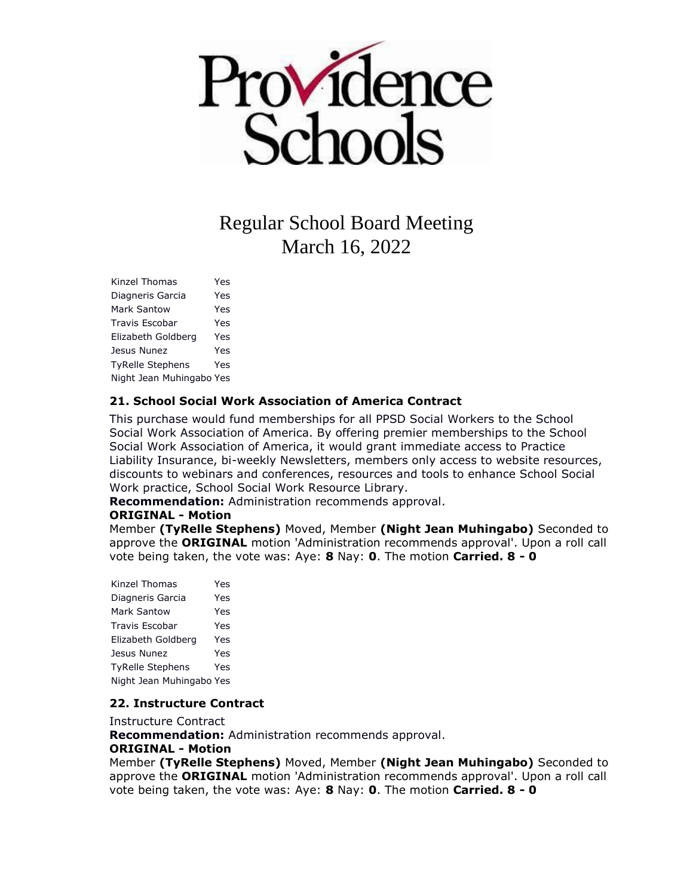# Regular School Board Meeting
## March 16, 2022

| | |
|---|---|
| Kinzel Thomas | Yes |
| Diagneris Garcia | Yes |
| Mark Santow | Yes |
| Travis Escobar | Yes |
| Elizabeth Goldberg | Yes |
| Jesus Nunez | Yes |
| TyRelle Stephens | Yes |
| Night Jean Muhingabo | Yes |

### 21. School Social Work Association of America Contract

This purchase would fund memberships for all PPSD Social Workers to the School Social Work Association of America. By offering premier memberships to the School Social Work Association of America, it would grant immediate access to Practice Liability Insurance, bi-weekly Newsletters, members only access to website resources, discounts to webinars and conferences, resources and tools to enhance School Social Work practice, School Social Work Resource Library.

**Recommendation:** Administration recommends approval.

**ORIGINAL - Motion**

Member **(TyRelle Stephens)** Moved, Member **(Night Jean Muhingabo)** Seconded to approve the **ORIGINAL** motion 'Administration recommends approval'. Upon a roll call vote being taken, the vote was: Aye: **8** Nay: **0**. The motion **Carried. 8 - 0**

| | |
|---|---|
| Kinzel Thomas | Yes |
| Diagneris Garcia | Yes |
| Mark Santow | Yes |
| Travis Escobar | Yes |
| Elizabeth Goldberg | Yes |
| Jesus Nunez | Yes |
| TyRelle Stephens | Yes |
| Night Jean Muhingabo | Yes |

### 22. Instructure Contract

Instructure Contract

**Recommendation:** Administration recommends approval.

**ORIGINAL - Motion**

Member **(TyRelle Stephens)** Moved, Member **(Night Jean Muhingabo)** Seconded to approve the **ORIGINAL** motion 'Administration recommends approval'. Upon a roll call vote being taken, the vote was: Aye: **8** Nay: **0**. The motion **Carried. 8 - 0**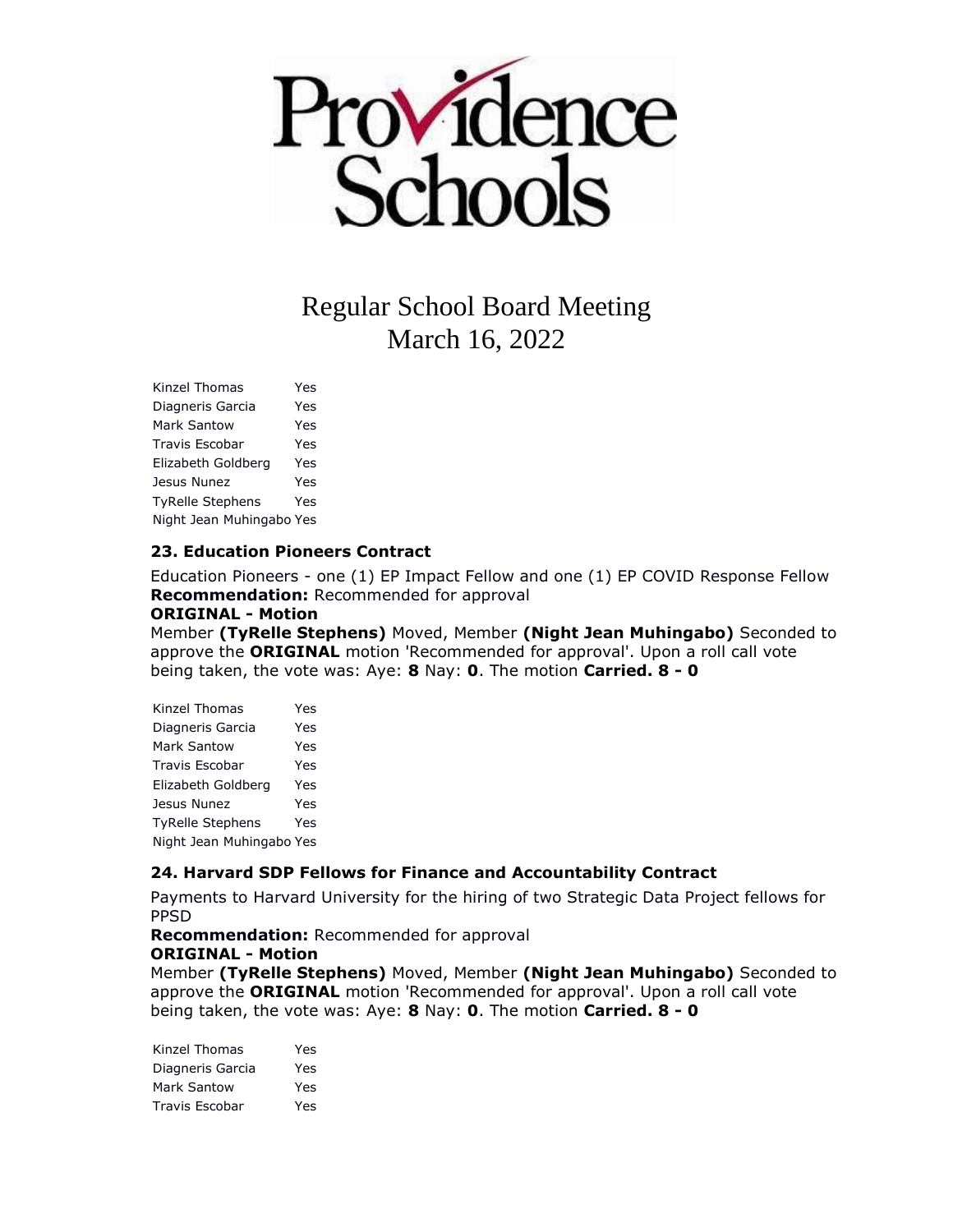Providence Schools

Regular School Board Meeting
March 16, 2022

| | |
|---|---|
| Kinzel Thomas | Yes |
| Diagneris Garcia | Yes |
| Mark Santow | Yes |
| Travis Escobar | Yes |
| Elizabeth Goldberg | Yes |
| Jesus Nunez | Yes |
| TyRelle Stephens | Yes |
| Night Jean Muhingabo | Yes |

### 23. Education Pioneers Contract

Education Pioneers - one (1) EP Impact Fellow and one (1) EP COVID Response Fellow
**Recommendation:** Recommended for approval
**ORIGINAL - Motion**
Member **(TyRelle Stephens)** Moved, Member **(Night Jean Muhingabo)** Seconded to approve the **ORIGINAL** motion 'Recommended for approval'. Upon a roll call vote being taken, the vote was: Aye: **8** Nay: **0**. The motion **Carried. 8 - 0**

| | |
|---|---|
| Kinzel Thomas | Yes |
| Diagneris Garcia | Yes |
| Mark Santow | Yes |
| Travis Escobar | Yes |
| Elizabeth Goldberg | Yes |
| Jesus Nunez | Yes |
| TyRelle Stephens | Yes |
| Night Jean Muhingabo | Yes |

### 24. Harvard SDP Fellows for Finance and Accountability Contract

Payments to Harvard University for the hiring of two Strategic Data Project fellows for PPSD
**Recommendation:** Recommended for approval
**ORIGINAL - Motion**
Member **(TyRelle Stephens)** Moved, Member **(Night Jean Muhingabo)** Seconded to approve the **ORIGINAL** motion 'Recommended for approval'. Upon a roll call vote being taken, the vote was: Aye: **8** Nay: **0**. The motion **Carried. 8 - 0**

| | |
|---|---|
| Kinzel Thomas | Yes |
| Diagneris Garcia | Yes |
| Mark Santow | Yes |
| Travis Escobar | Yes |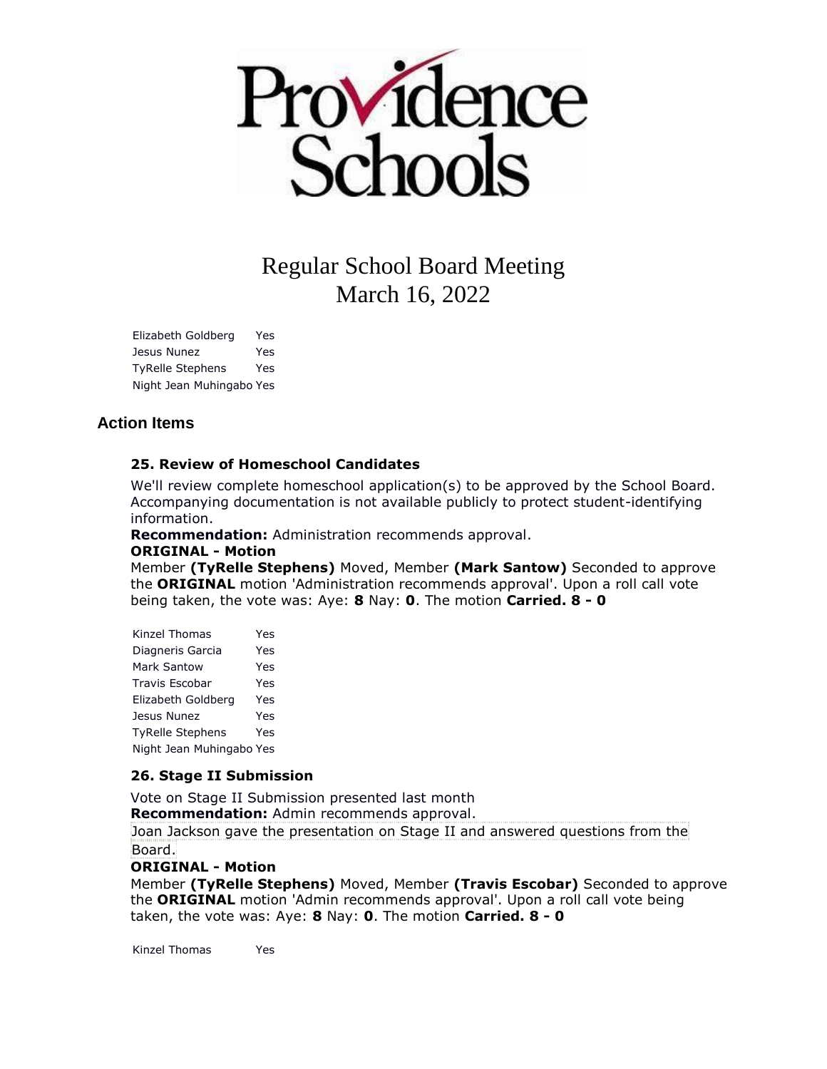Providence Schools

# Regular School Board Meeting
March 16, 2022

| | |
|---|---|
| Elizabeth Goldberg | Yes |
| Jesus Nunez | Yes |
| TyRelle Stephens | Yes |
| Night Jean Muhingabo | Yes |

## Action Items

### 25. Review of Homeschool Candidates

We'll review complete homeschool application(s) to be approved by the School Board. Accompanying documentation is not available publicly to protect student-identifying information.

**Recommendation:** Administration recommends approval.

**ORIGINAL - Motion**

Member **(TyRelle Stephens)** Moved, Member **(Mark Santow)** Seconded to approve the **ORIGINAL** motion 'Administration recommends approval'. Upon a roll call vote being taken, the vote was: Aye: **8** Nay: **0**. The motion **Carried. 8 - 0**

| | |
|---|---|
| Kinzel Thomas | Yes |
| Diagneris Garcia | Yes |
| Mark Santow | Yes |
| Travis Escobar | Yes |
| Elizabeth Goldberg | Yes |
| Jesus Nunez | Yes |
| TyRelle Stephens | Yes |
| Night Jean Muhingabo | Yes |

### 26. Stage II Submission

Vote on Stage II Submission presented last month

**Recommendation:** Admin recommends approval.

Joan Jackson gave the presentation on Stage II and answered questions from the Board.

**ORIGINAL - Motion**

Member **(TyRelle Stephens)** Moved, Member **(Travis Escobar)** Seconded to approve the **ORIGINAL** motion 'Admin recommends approval'. Upon a roll call vote being taken, the vote was: Aye: **8** Nay: **0**. The motion **Carried. 8 - 0**

| | |
|---|---|
| Kinzel Thomas | Yes |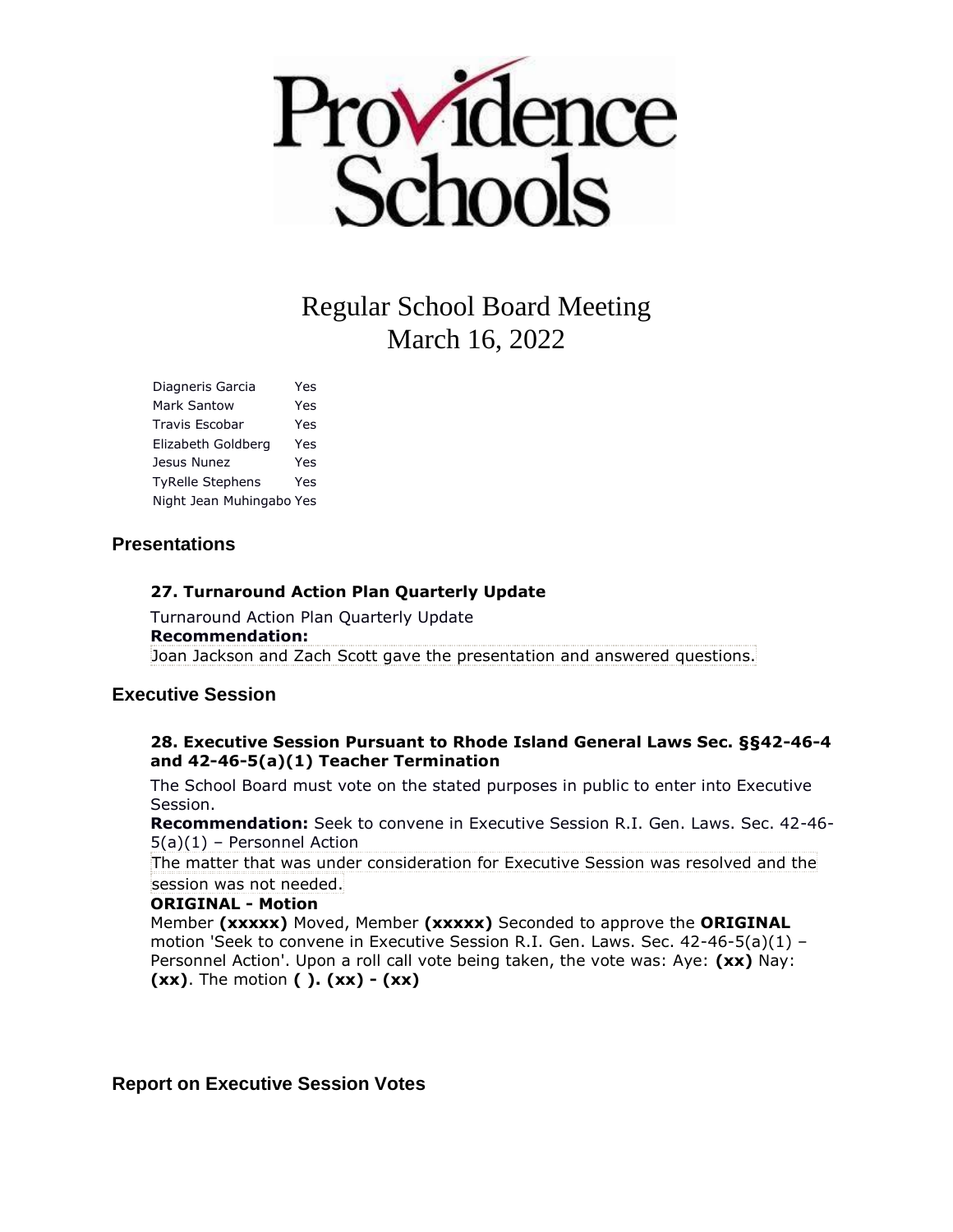Providence Schools

# Regular School Board Meeting
# March 16, 2022

| | |
|---|---|
| Diagneris Garcia | Yes |
| Mark Santow | Yes |
| Travis Escobar | Yes |
| Elizabeth Goldberg | Yes |
| Jesus Nunez | Yes |
| TyRelle Stephens | Yes |
| Night Jean Muhingabo | Yes |

## Presentations

### 27. Turnaround Action Plan Quarterly Update

Turnaround Action Plan Quarterly Update

**Recommendation:**

Joan Jackson and Zach Scott gave the presentation and answered questions.

## Executive Session

### 28. Executive Session Pursuant to Rhode Island General Laws Sec. §§42-46-4 and 42-46-5(a)(1) Teacher Termination

The School Board must vote on the stated purposes in public to enter into Executive Session.

**Recommendation:** Seek to convene in Executive Session R.I. Gen. Laws. Sec. 42-46-5(a)(1) – Personnel Action

The matter that was under consideration for Executive Session was resolved and the session was not needed.

**ORIGINAL - Motion**

Member **(xxxxx)** Moved, Member **(xxxxx)** Seconded to approve the **ORIGINAL** motion 'Seek to convene in Executive Session R.I. Gen. Laws. Sec. 42-46-5(a)(1) – Personnel Action'. Upon a roll call vote being taken, the vote was: Aye: **(xx)** Nay: **(xx)**. The motion **( ). (xx) - (xx)**

## Report on Executive Session Votes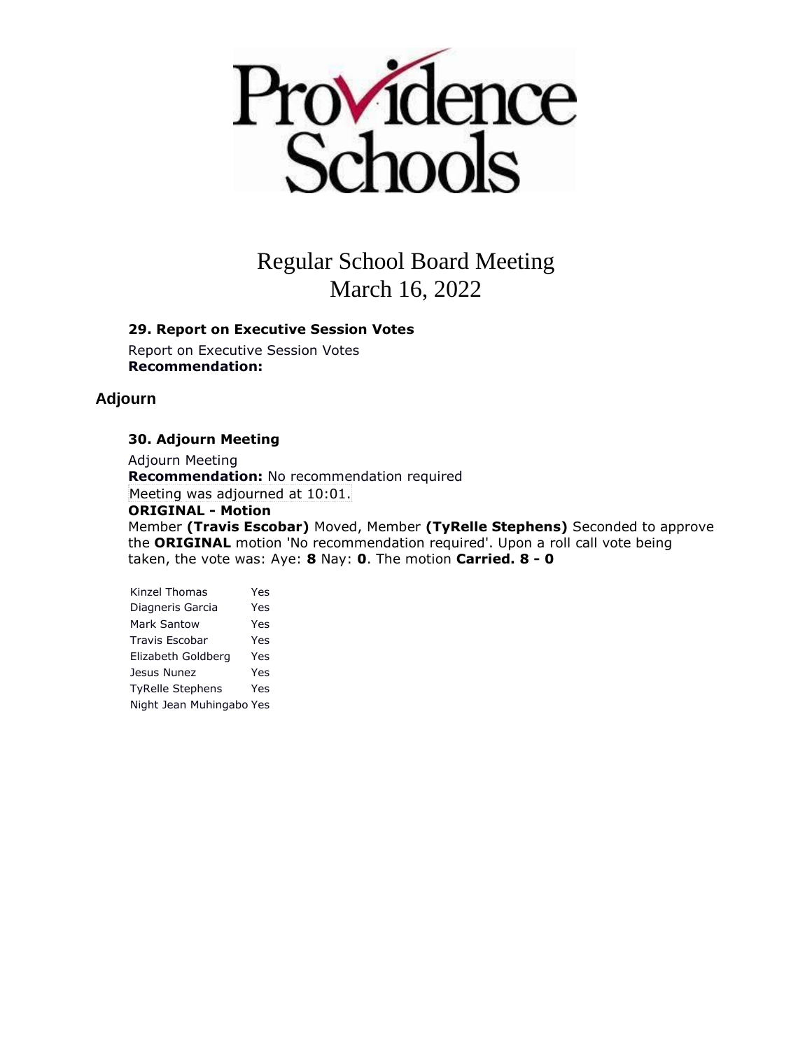# Providence Schools

## Regular School Board Meeting
## March 16, 2022

### 29. Report on Executive Session Votes

Report on Executive Session Votes
**Recommendation:**

## Adjourn

### 30. Adjourn Meeting

Adjourn Meeting
**Recommendation:** No recommendation required
Meeting was adjourned at 10:01.
**ORIGINAL - Motion**
Member **(Travis Escobar)** Moved, Member **(TyRelle Stephens)** Seconded to approve the **ORIGINAL** motion 'No recommendation required'. Upon a roll call vote being taken, the vote was: Aye: **8** Nay: **0**. The motion **Carried. 8 - 0**

| | |
|---|---|
| Kinzel Thomas | Yes |
| Diagneris Garcia | Yes |
| Mark Santow | Yes |
| Travis Escobar | Yes |
| Elizabeth Goldberg | Yes |
| Jesus Nunez | Yes |
| TyRelle Stephens | Yes |
| Night Jean Muhingabo | Yes |